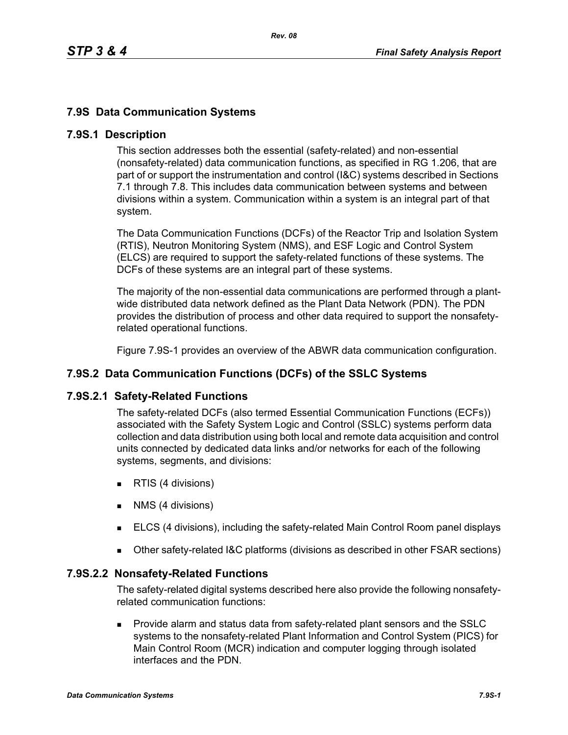## 7.9S Data Communication Systems

### 7.9S.1 Description

This section addresses both the essential (safety-related) and non-essential (nonsafety-related) data communication functions, as specified in RG 1.206, that are part of or support the instrumentation and control (I&C) systems described in Sections 7.1 through 7.8. This includes data communication between systems and between divisions within a system. Communication within a system is an integral part of that system.

The Data Communication Functions (DCFs) of the Reactor Trip and Isolation System (RTIS), Neutron Monitoring System (NMS), and ESF Logic and Control System (ELCS) are required to support the safety-related functions of these systems. The DCFs of these systems are an integral part of these systems.

The majority of the non-essential data communications are performed through a plant-wide distributed data network defined as the Plant Data Network (PDN). The PDN provides the distribution of process and other data required to support the nonsafety-related operational functions.

Figure 7.9S-1 provides an overview of the ABWR data communication configuration.

### 7.9S.2 Data Communication Functions (DCFs) of the SSLC Systems

#### 7.9S.2.1 Safety-Related Functions

The safety-related DCFs (also termed Essential Communication Functions (ECFs)) associated with the Safety System Logic and Control (SSLC) systems perform data collection and data distribution using both local and remote data acquisition and control units connected by dedicated data links and/or networks for each of the following systems, segments, and divisions:

- RTIS (4 divisions)
- NMS (4 divisions)
- ELCS (4 divisions), including the safety-related Main Control Room panel displays
- Other safety-related I&C platforms (divisions as described in other FSAR sections)

#### 7.9S.2.2 Nonsafety-Related Functions

The safety-related digital systems described here also provide the following nonsafety-related communication functions:

- Provide alarm and status data from safety-related plant sensors and the SSLC systems to the nonsafety-related Plant Information and Control System (PICS) for Main Control Room (MCR) indication and computer logging through isolated interfaces and the PDN.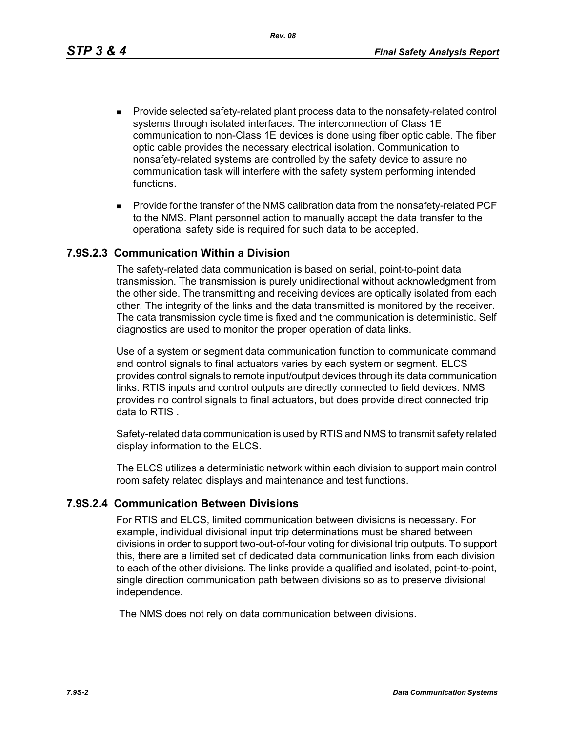- Provide selected safety-related plant process data to the nonsafety-related control systems through isolated interfaces. The interconnection of Class 1E communication to non-Class 1E devices is done using fiber optic cable. The fiber optic cable provides the necessary electrical isolation. Communication to nonsafety-related systems are controlled by the safety device to assure no communication task will interfere with the safety system performing intended functions.
- Provide for the transfer of the NMS calibration data from the nonsafety-related PCF to the NMS. Plant personnel action to manually accept the data transfer to the operational safety side is required for such data to be accepted.

### 7.9S.2.3 Communication Within a Division

The safety-related data communication is based on serial, point-to-point data transmission. The transmission is purely unidirectional without acknowledgment from the other side. The transmitting and receiving devices are optically isolated from each other. The integrity of the links and the data transmitted is monitored by the receiver. The data transmission cycle time is fixed and the communication is deterministic. Self diagnostics are used to monitor the proper operation of data links.

Use of a system or segment data communication function to communicate command and control signals to final actuators varies by each system or segment. ELCS provides control signals to remote input/output devices through its data communication links. RTIS inputs and control outputs are directly connected to field devices. NMS provides no control signals to final actuators, but does provide direct connected trip data to RTIS .

Safety-related data communication is used by RTIS and NMS to transmit safety related display information to the ELCS.

The ELCS utilizes a deterministic network within each division to support main control room safety related displays and maintenance and test functions.

### 7.9S.2.4 Communication Between Divisions

For RTIS and ELCS, limited communication between divisions is necessary. For example, individual divisional input trip determinations must be shared between divisions in order to support two-out-of-four voting for divisional trip outputs. To support this, there are a limited set of dedicated data communication links from each division to each of the other divisions. The links provide a qualified and isolated, point-to-point, single direction communication path between divisions so as to preserve divisional independence.

The NMS does not rely on data communication between divisions.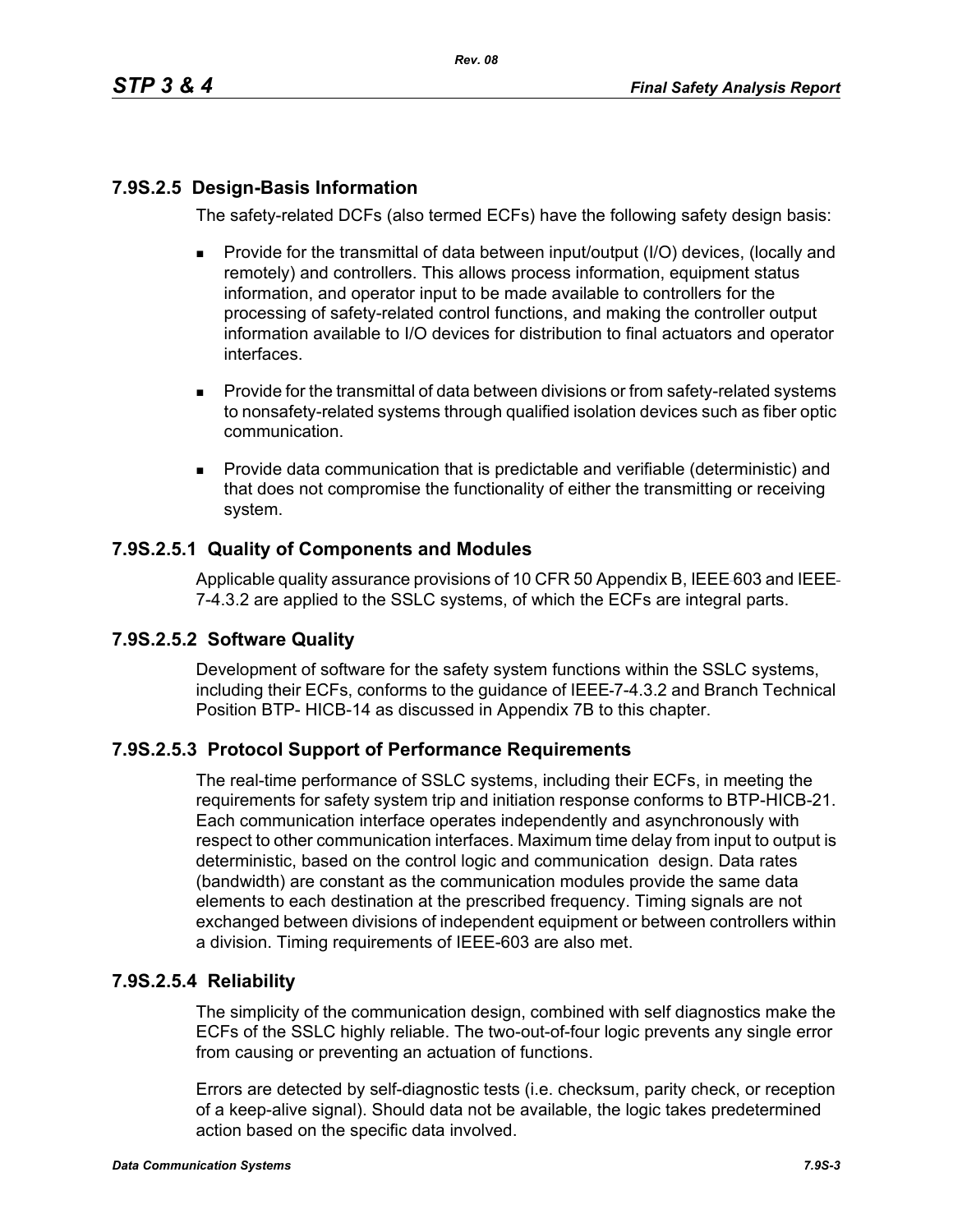### 7.9S.2.5 Design-Basis Information

The safety-related DCFs (also termed ECFs) have the following safety design basis:

- Provide for the transmittal of data between input/output (I/O) devices, (locally and remotely) and controllers. This allows process information, equipment status information, and operator input to be made available to controllers for the processing of safety-related control functions, and making the controller output information available to I/O devices for distribution to final actuators and operator interfaces.
- Provide for the transmittal of data between divisions or from safety-related systems to nonsafety-related systems through qualified isolation devices such as fiber optic communication.
- Provide data communication that is predictable and verifiable (deterministic) and that does not compromise the functionality of either the transmitting or receiving system.

#### 7.9S.2.5.1 Quality of Components and Modules

Applicable quality assurance provisions of 10 CFR 50 Appendix B, IEEE-603 and IEEE-7-4.3.2 are applied to the SSLC systems, of which the ECFs are integral parts.

#### 7.9S.2.5.2 Software Quality

Development of software for the safety system functions within the SSLC systems, including their ECFs, conforms to the guidance of IEEE-7-4.3.2 and Branch Technical Position BTP- HICB-14 as discussed in Appendix 7B to this chapter.

#### 7.9S.2.5.3 Protocol Support of Performance Requirements

The real-time performance of SSLC systems, including their ECFs, in meeting the requirements for safety system trip and initiation response conforms to BTP-HICB-21. Each communication interface operates independently and asynchronously with respect to other communication interfaces. Maximum time delay from input to output is deterministic, based on the control logic and communication design. Data rates (bandwidth) are constant as the communication modules provide the same data elements to each destination at the prescribed frequency. Timing signals are not exchanged between divisions of independent equipment or between controllers within a division. Timing requirements of IEEE-603 are also met.

#### 7.9S.2.5.4 Reliability

The simplicity of the communication design, combined with self diagnostics make the ECFs of the SSLC highly reliable. The two-out-of-four logic prevents any single error from causing or preventing an actuation of functions.

Errors are detected by self-diagnostic tests (i.e. checksum, parity check, or reception of a keep-alive signal). Should data not be available, the logic takes predetermined action based on the specific data involved.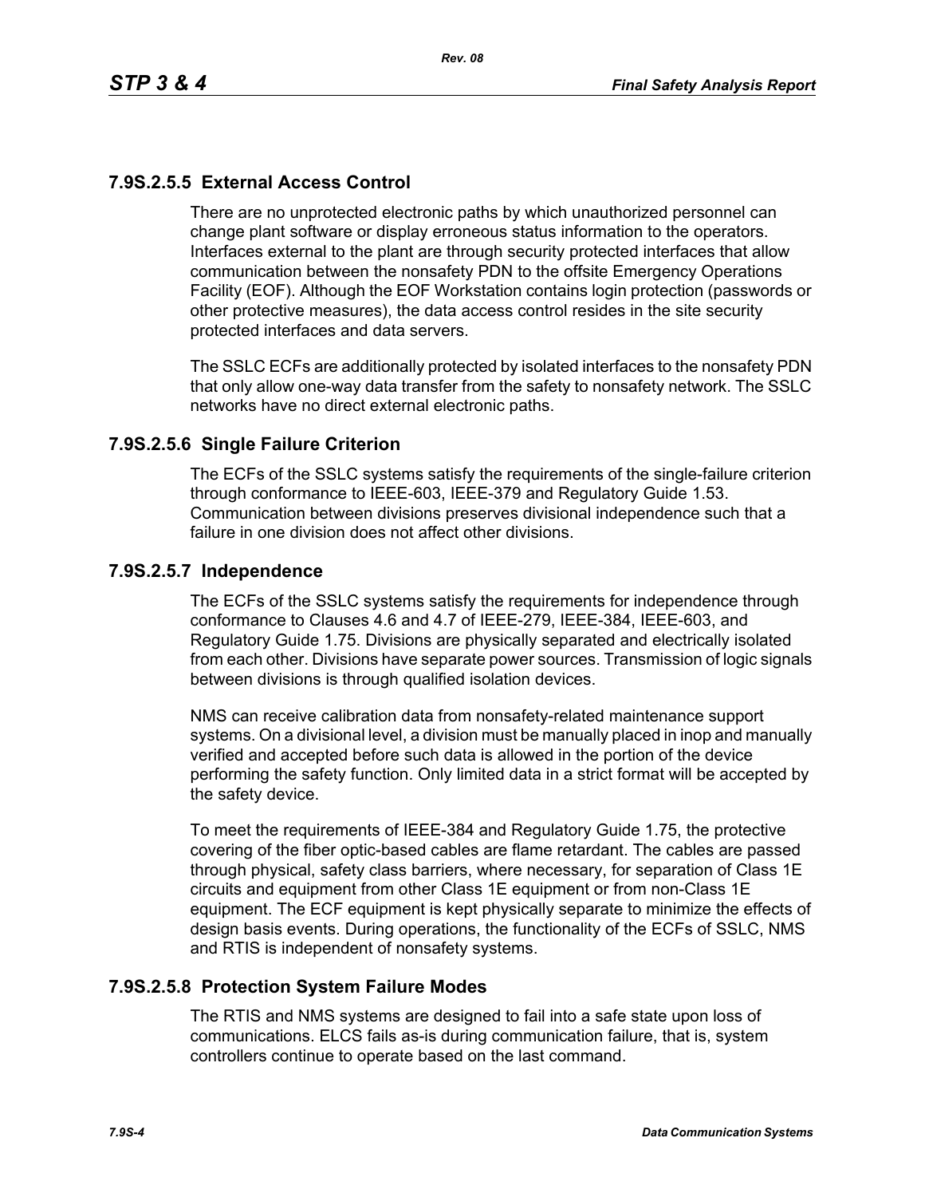### 7.9S.2.5.5 External Access Control

There are no unprotected electronic paths by which unauthorized personnel can change plant software or display erroneous status information to the operators. Interfaces external to the plant are through security protected interfaces that allow communication between the nonsafety PDN to the offsite Emergency Operations Facility (EOF). Although the EOF Workstation contains login protection (passwords or other protective measures), the data access control resides in the site security protected interfaces and data servers.

The SSLC ECFs are additionally protected by isolated interfaces to the nonsafety PDN that only allow one-way data transfer from the safety to nonsafety network. The SSLC networks have no direct external electronic paths.

### 7.9S.2.5.6 Single Failure Criterion

The ECFs of the SSLC systems satisfy the requirements of the single-failure criterion through conformance to IEEE-603, IEEE-379 and Regulatory Guide 1.53. Communication between divisions preserves divisional independence such that a failure in one division does not affect other divisions.

### 7.9S.2.5.7 Independence

The ECFs of the SSLC systems satisfy the requirements for independence through conformance to Clauses 4.6 and 4.7 of IEEE-279, IEEE-384, IEEE-603, and Regulatory Guide 1.75. Divisions are physically separated and electrically isolated from each other. Divisions have separate power sources. Transmission of logic signals between divisions is through qualified isolation devices.

NMS can receive calibration data from nonsafety-related maintenance support systems. On a divisional level, a division must be manually placed in inop and manually verified and accepted before such data is allowed in the portion of the device performing the safety function. Only limited data in a strict format will be accepted by the safety device.

To meet the requirements of IEEE-384 and Regulatory Guide 1.75, the protective covering of the fiber optic-based cables are flame retardant. The cables are passed through physical, safety class barriers, where necessary, for separation of Class 1E circuits and equipment from other Class 1E equipment or from non-Class 1E equipment. The ECF equipment is kept physically separate to minimize the effects of design basis events. During operations, the functionality of the ECFs of SSLC, NMS and RTIS is independent of nonsafety systems.

### 7.9S.2.5.8 Protection System Failure Modes

The RTIS and NMS systems are designed to fail into a safe state upon loss of communications. ELCS fails as-is during communication failure, that is, system controllers continue to operate based on the last command.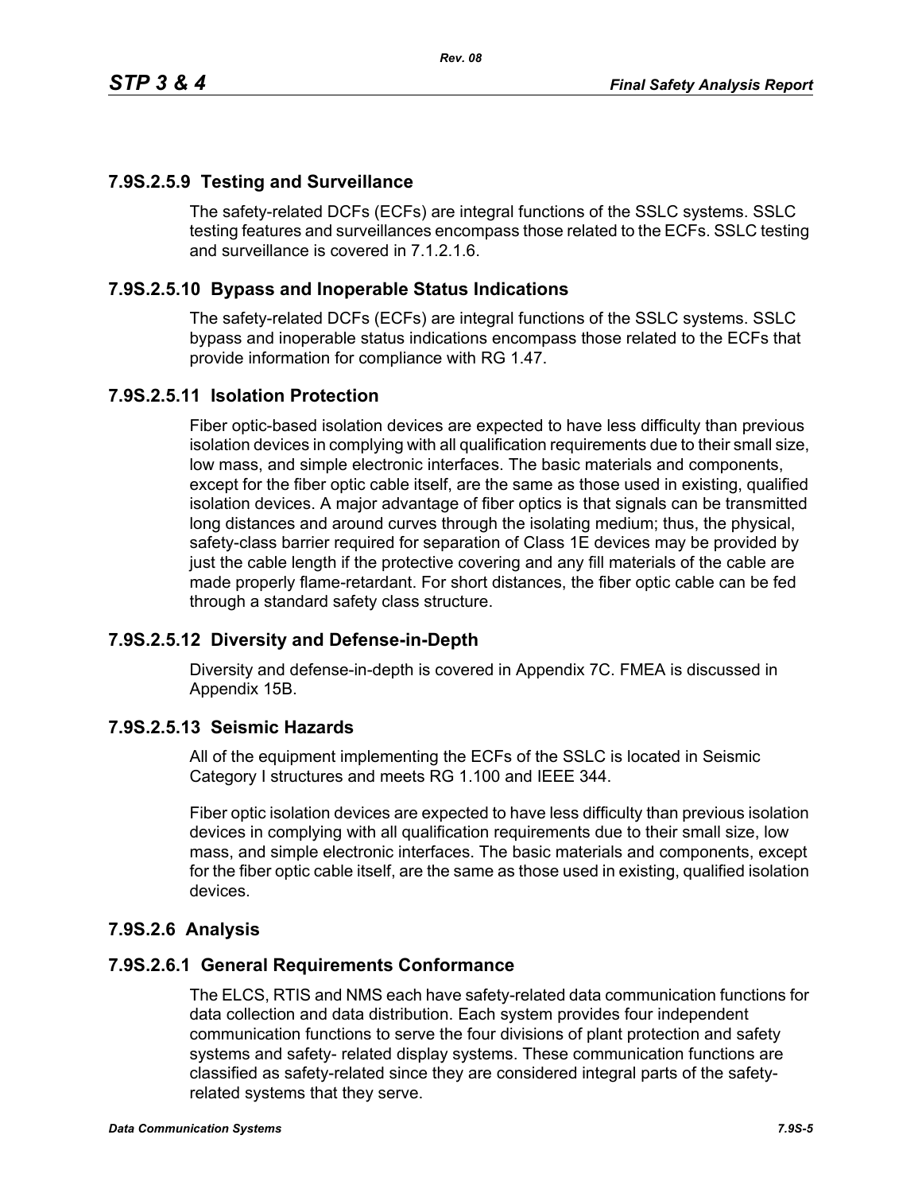### 7.9S.2.5.9 Testing and Surveillance

The safety-related DCFs (ECFs) are integral functions of the SSLC systems. SSLC testing features and surveillances encompass those related to the ECFs. SSLC testing and surveillance is covered in 7.1.2.1.6.

### 7.9S.2.5.10 Bypass and Inoperable Status Indications

The safety-related DCFs (ECFs) are integral functions of the SSLC systems. SSLC bypass and inoperable status indications encompass those related to the ECFs that provide information for compliance with RG 1.47.

### 7.9S.2.5.11 Isolation Protection

Fiber optic-based isolation devices are expected to have less difficulty than previous isolation devices in complying with all qualification requirements due to their small size, low mass, and simple electronic interfaces. The basic materials and components, except for the fiber optic cable itself, are the same as those used in existing, qualified isolation devices. A major advantage of fiber optics is that signals can be transmitted long distances and around curves through the isolating medium; thus, the physical, safety-class barrier required for separation of Class 1E devices may be provided by just the cable length if the protective covering and any fill materials of the cable are made properly flame-retardant. For short distances, the fiber optic cable can be fed through a standard safety class structure.

### 7.9S.2.5.12 Diversity and Defense-in-Depth

Diversity and defense-in-depth is covered in Appendix 7C. FMEA is discussed in Appendix 15B.

### 7.9S.2.5.13 Seismic Hazards

All of the equipment implementing the ECFs of the SSLC is located in Seismic Category I structures and meets RG 1.100 and IEEE 344.

Fiber optic isolation devices are expected to have less difficulty than previous isolation devices in complying with all qualification requirements due to their small size, low mass, and simple electronic interfaces. The basic materials and components, except for the fiber optic cable itself, are the same as those used in existing, qualified isolation devices.

## 7.9S.2.6 Analysis

### 7.9S.2.6.1 General Requirements Conformance

The ELCS, RTIS and NMS each have safety-related data communication functions for data collection and data distribution. Each system provides four independent communication functions to serve the four divisions of plant protection and safety systems and safety- related display systems. These communication functions are classified as safety-related since they are considered integral parts of the safety-related systems that they serve.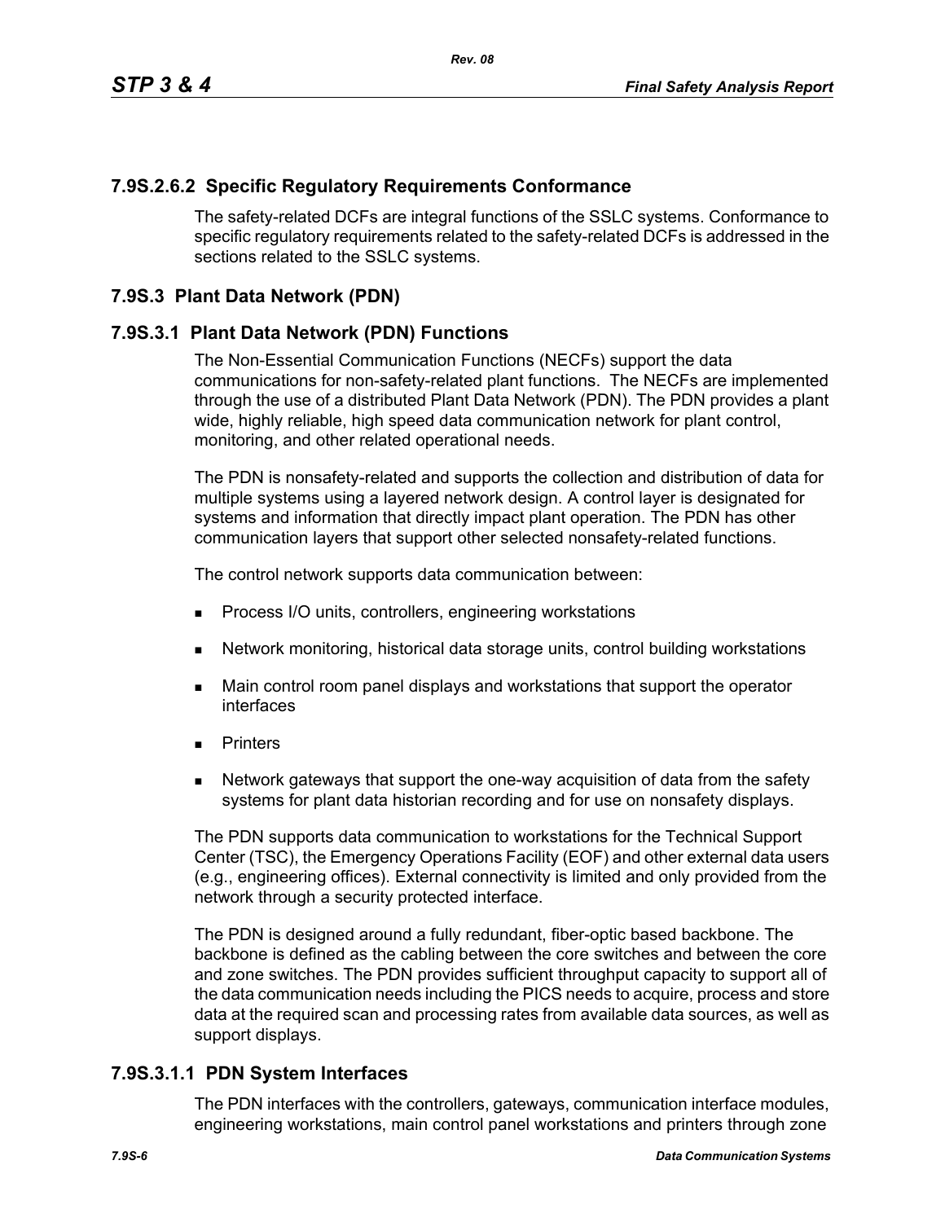### 7.9S.2.6.2 Specific Regulatory Requirements Conformance

The safety-related DCFs are integral functions of the SSLC systems. Conformance to specific regulatory requirements related to the safety-related DCFs is addressed in the sections related to the SSLC systems.

## 7.9S.3 Plant Data Network (PDN)

### 7.9S.3.1 Plant Data Network (PDN) Functions

The Non-Essential Communication Functions (NECFs) support the data communications for non-safety-related plant functions. The NECFs are implemented through the use of a distributed Plant Data Network (PDN). The PDN provides a plant wide, highly reliable, high speed data communication network for plant control, monitoring, and other related operational needs.

The PDN is nonsafety-related and supports the collection and distribution of data for multiple systems using a layered network design. A control layer is designated for systems and information that directly impact plant operation. The PDN has other communication layers that support other selected nonsafety-related functions.

The control network supports data communication between:

- Process I/O units, controllers, engineering workstations
- Network monitoring, historical data storage units, control building workstations
- Main control room panel displays and workstations that support the operator interfaces
- Printers
- Network gateways that support the one-way acquisition of data from the safety systems for plant data historian recording and for use on nonsafety displays.

The PDN supports data communication to workstations for the Technical Support Center (TSC), the Emergency Operations Facility (EOF) and other external data users (e.g., engineering offices). External connectivity is limited and only provided from the network through a security protected interface.

The PDN is designed around a fully redundant, fiber-optic based backbone. The backbone is defined as the cabling between the core switches and between the core and zone switches. The PDN provides sufficient throughput capacity to support all of the data communication needs including the PICS needs to acquire, process and store data at the required scan and processing rates from available data sources, as well as support displays.

### 7.9S.3.1.1 PDN System Interfaces

The PDN interfaces with the controllers, gateways, communication interface modules, engineering workstations, main control panel workstations and printers through zone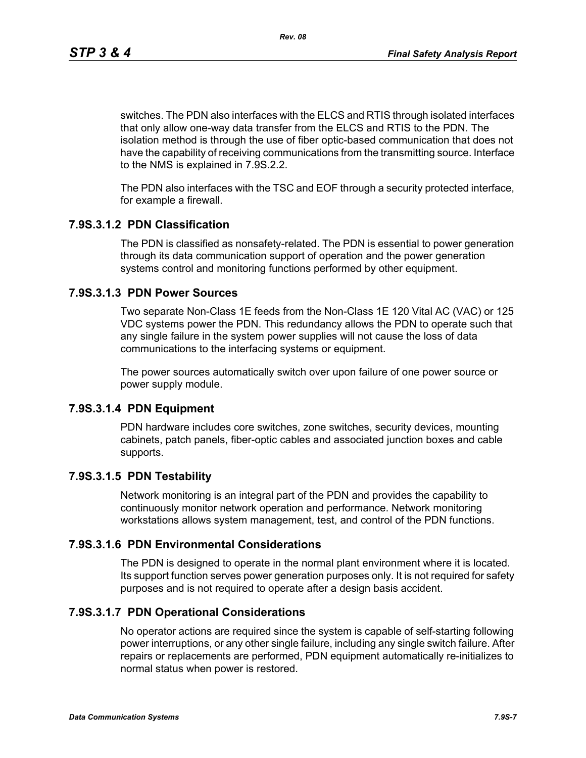switches. The PDN also interfaces with the ELCS and RTIS through isolated interfaces that only allow one-way data transfer from the ELCS and RTIS to the PDN. The isolation method is through the use of fiber optic-based communication that does not have the capability of receiving communications from the transmitting source. Interface to the NMS is explained in 7.9S.2.2.

The PDN also interfaces with the TSC and EOF through a security protected interface, for example a firewall.

### 7.9S.3.1.2 PDN Classification

The PDN is classified as nonsafety-related. The PDN is essential to power generation through its data communication support of operation and the power generation systems control and monitoring functions performed by other equipment.

### 7.9S.3.1.3 PDN Power Sources

Two separate Non-Class 1E feeds from the Non-Class 1E 120 Vital AC (VAC) or 125 VDC systems power the PDN. This redundancy allows the PDN to operate such that any single failure in the system power supplies will not cause the loss of data communications to the interfacing systems or equipment.

The power sources automatically switch over upon failure of one power source or power supply module.

### 7.9S.3.1.4 PDN Equipment

PDN hardware includes core switches, zone switches, security devices, mounting cabinets, patch panels, fiber-optic cables and associated junction boxes and cable supports.

### 7.9S.3.1.5 PDN Testability

Network monitoring is an integral part of the PDN and provides the capability to continuously monitor network operation and performance. Network monitoring workstations allows system management, test, and control of the PDN functions.

### 7.9S.3.1.6 PDN Environmental Considerations

The PDN is designed to operate in the normal plant environment where it is located. Its support function serves power generation purposes only. It is not required for safety purposes and is not required to operate after a design basis accident.

### 7.9S.3.1.7 PDN Operational Considerations

No operator actions are required since the system is capable of self-starting following power interruptions, or any other single failure, including any single switch failure. After repairs or replacements are performed, PDN equipment automatically re-initializes to normal status when power is restored.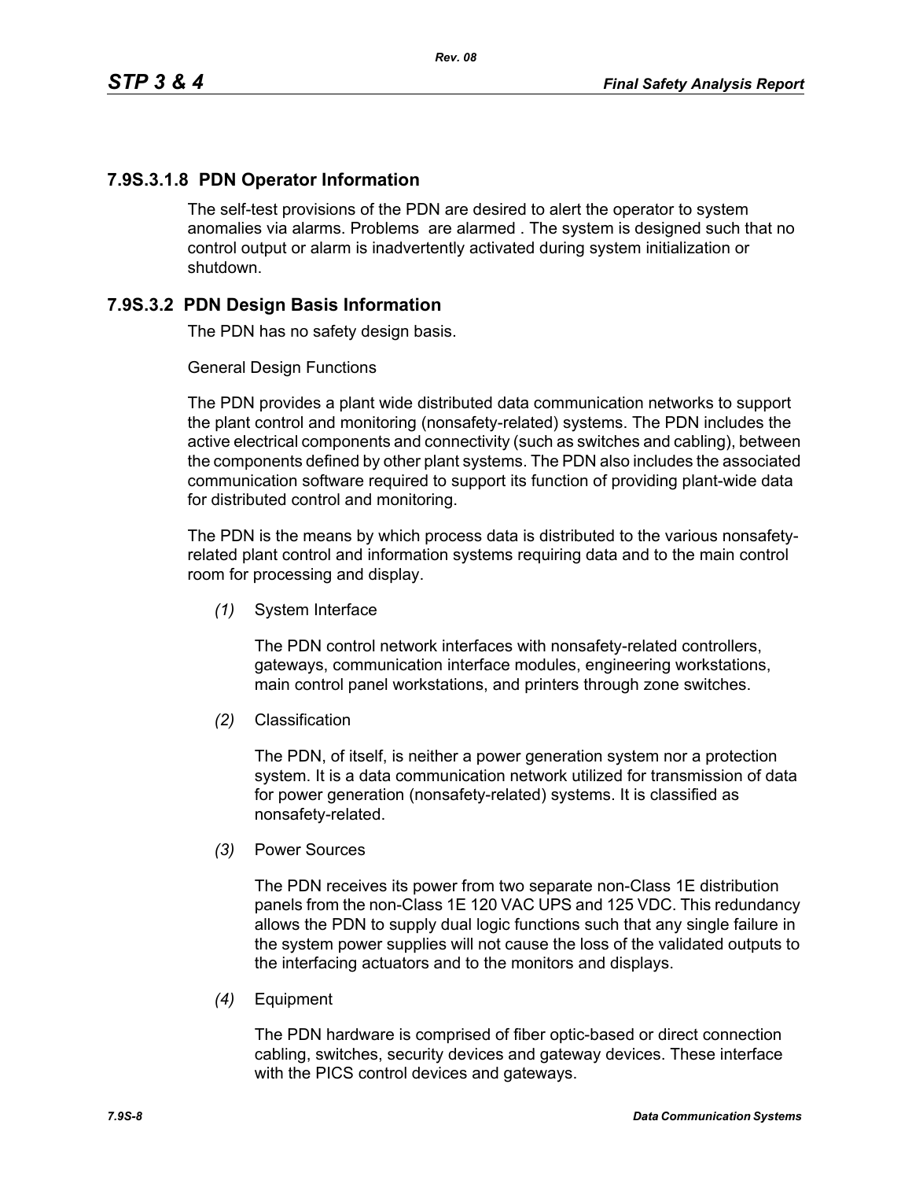### 7.9S.3.1.8 PDN Operator Information

The self-test provisions of the PDN are desired to alert the operator to system anomalies via alarms. Problems are alarmed . The system is designed such that no control output or alarm is inadvertently activated during system initialization or shutdown.

## 7.9S.3.2 PDN Design Basis Information

The PDN has no safety design basis.

General Design Functions

The PDN provides a plant wide distributed data communication networks to support the plant control and monitoring (nonsafety-related) systems. The PDN includes the active electrical components and connectivity (such as switches and cabling), between the components defined by other plant systems. The PDN also includes the associated communication software required to support its function of providing plant-wide data for distributed control and monitoring.

The PDN is the means by which process data is distributed to the various nonsafety-related plant control and information systems requiring data and to the main control room for processing and display.

*(1)* System Interface

The PDN control network interfaces with nonsafety-related controllers, gateways, communication interface modules, engineering workstations, main control panel workstations, and printers through zone switches.

*(2)* Classification

The PDN, of itself, is neither a power generation system nor a protection system. It is a data communication network utilized for transmission of data for power generation (nonsafety-related) systems. It is classified as nonsafety-related.

*(3)* Power Sources

The PDN receives its power from two separate non-Class 1E distribution panels from the non-Class 1E 120 VAC UPS and 125 VDC. This redundancy allows the PDN to supply dual logic functions such that any single failure in the system power supplies will not cause the loss of the validated outputs to the interfacing actuators and to the monitors and displays.

*(4)* Equipment

The PDN hardware is comprised of fiber optic-based or direct connection cabling, switches, security devices and gateway devices. These interface with the PICS control devices and gateways.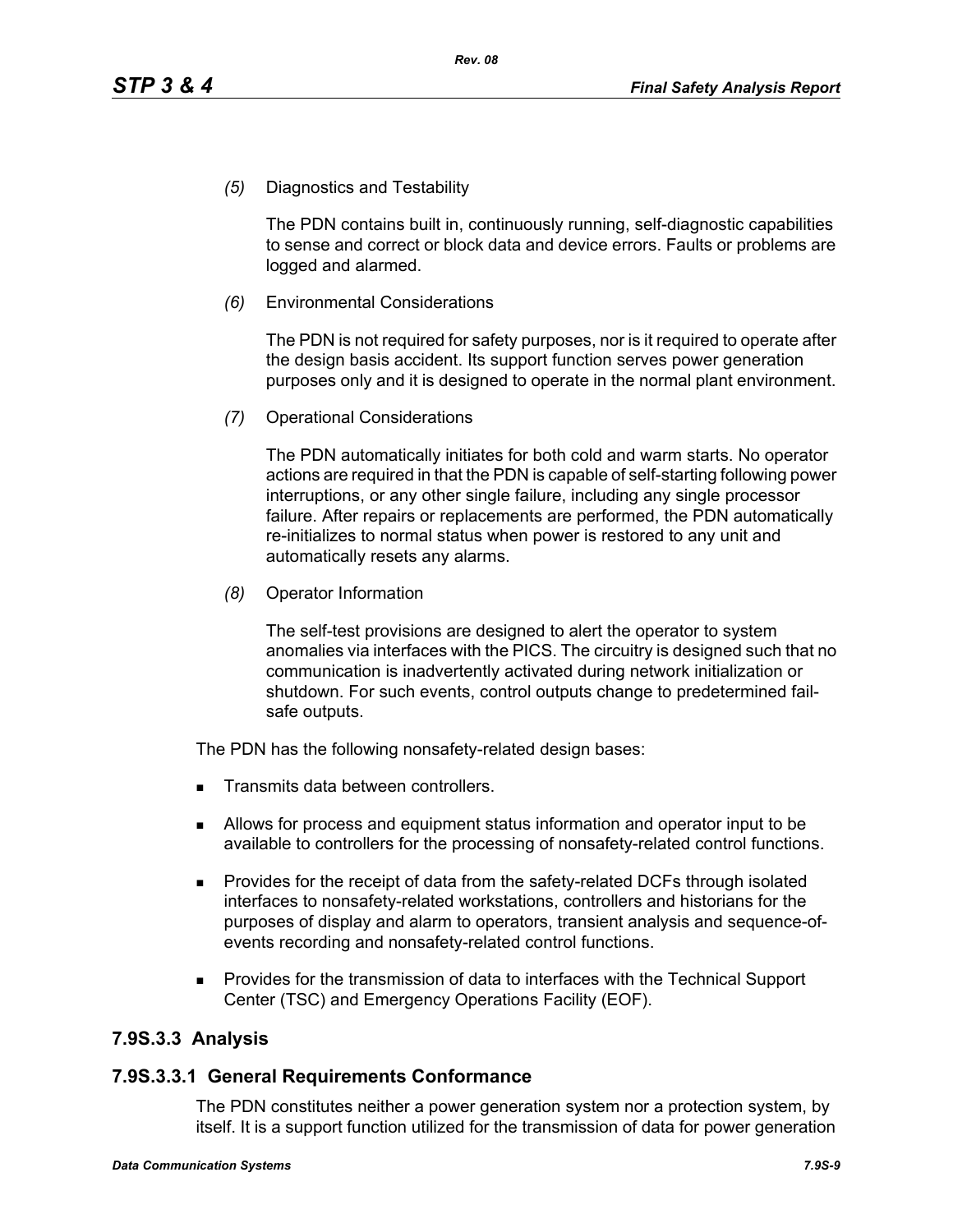*(5)* Diagnostics and Testability

The PDN contains built in, continuously running, self-diagnostic capabilities to sense and correct or block data and device errors. Faults or problems are logged and alarmed.

*(6)* Environmental Considerations

The PDN is not required for safety purposes, nor is it required to operate after the design basis accident. Its support function serves power generation purposes only and it is designed to operate in the normal plant environment.

*(7)* Operational Considerations

The PDN automatically initiates for both cold and warm starts. No operator actions are required in that the PDN is capable of self-starting following power interruptions, or any other single failure, including any single processor failure. After repairs or replacements are performed, the PDN automatically re-initializes to normal status when power is restored to any unit and automatically resets any alarms.

*(8)* Operator Information

The self-test provisions are designed to alert the operator to system anomalies via interfaces with the PICS. The circuitry is designed such that no communication is inadvertently activated during network initialization or shutdown. For such events, control outputs change to predetermined fail-safe outputs.

The PDN has the following nonsafety-related design bases:

- Transmits data between controllers.
- Allows for process and equipment status information and operator input to be available to controllers for the processing of nonsafety-related control functions.
- Provides for the receipt of data from the safety-related DCFs through isolated interfaces to nonsafety-related workstations, controllers and historians for the purposes of display and alarm to operators, transient analysis and sequence-of-events recording and nonsafety-related control functions.
- Provides for the transmission of data to interfaces with the Technical Support Center (TSC) and Emergency Operations Facility (EOF).

## 7.9S.3.3 Analysis

### 7.9S.3.3.1 General Requirements Conformance

The PDN constitutes neither a power generation system nor a protection system, by itself. It is a support function utilized for the transmission of data for power generation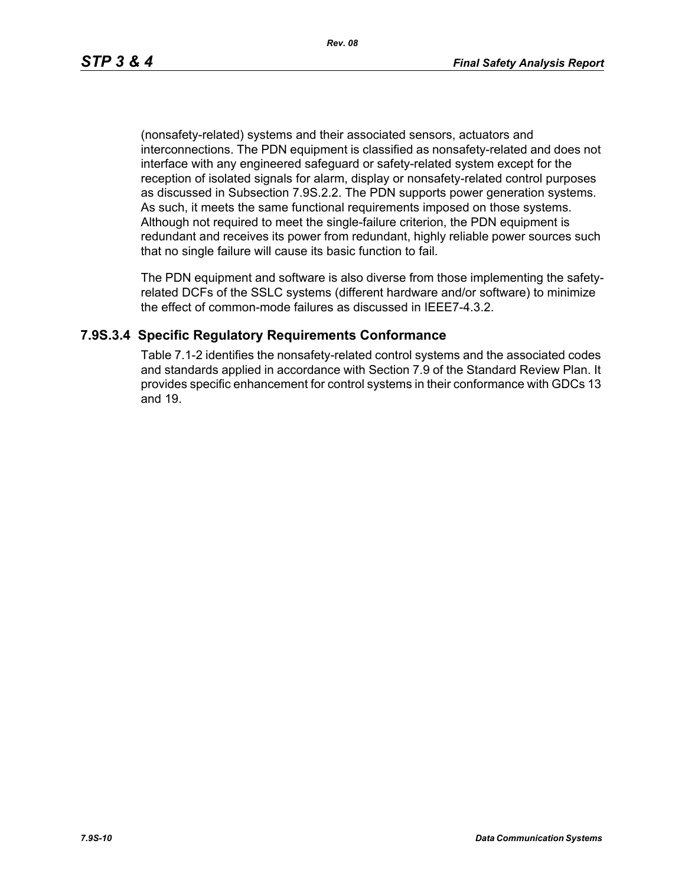(nonsafety-related) systems and their associated sensors, actuators and interconnections. The PDN equipment is classified as nonsafety-related and does not interface with any engineered safeguard or safety-related system except for the reception of isolated signals for alarm, display or nonsafety-related control purposes as discussed in Subsection 7.9S.2.2. The PDN supports power generation systems. As such, it meets the same functional requirements imposed on those systems. Although not required to meet the single-failure criterion, the PDN equipment is redundant and receives its power from redundant, highly reliable power sources such that no single failure will cause its basic function to fail.

The PDN equipment and software is also diverse from those implementing the safety-related DCFs of the SSLC systems (different hardware and/or software) to minimize the effect of common-mode failures as discussed in IEEE7-4.3.2.

### 7.9S.3.4 Specific Regulatory Requirements Conformance

Table 7.1-2 identifies the nonsafety-related control systems and the associated codes and standards applied in accordance with Section 7.9 of the Standard Review Plan. It provides specific enhancement for control systems in their conformance with GDCs 13 and 19.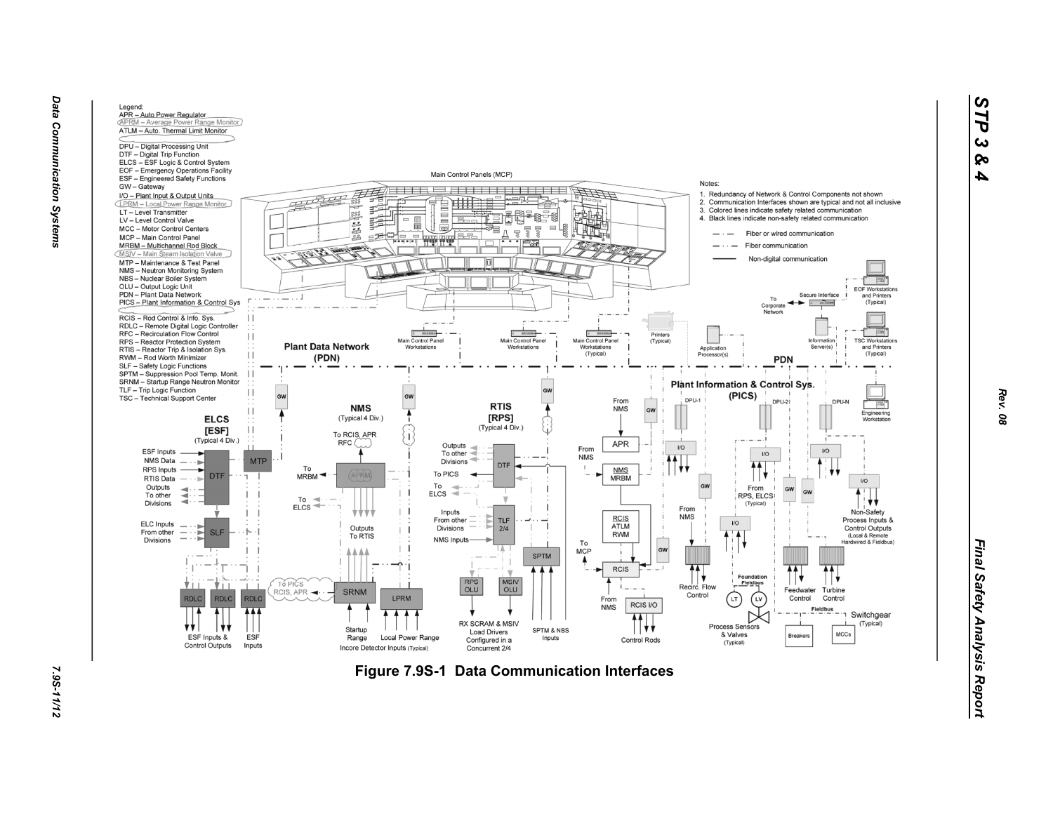Legend:
APR – Auto Power Regulator
APRM – Average Power Range Monitor
ATLM – Auto. Thermal Limit Monitor
DPU – Digital Processing Unit
DTF – Digital Trip Function
ELCS – ESF Logic & Control System
EOF – Emergency Operations Facility
ESF – Engineered Safety Functions
GW – Gateway
I/O – Plant Input & Output Units
LPRM – Local Power Range Monitor
LT – Level Transmitter
LV – Level Control Valve
MCC – Motor Control Centers
MCP – Main Control Panel
MRBM – Multichannel Rod Block
MSIV – Main Steam Isolation Valve
MTP – Maintenance & Test Panel
NMS – Neutron Monitoring System
NBS – Nuclear Boiler System
OLU – Output Logic Unit
PDN – Plant Data Network
PICS – Plant Information & Control Sys
RCIS – Rod Control & Info. Sys.
RDLC – Remote Digital Logic Controller
RFC – Recirculation Flow Control
RPS – Reactor Protection System
RTIS – Reactor Trip & Isolation Sys.
RWM – Rod Worth Minimizer
SLF – Safety Logic Functions
SPTM – Suppression Pool Temp. Monit.
SRNM – Startup Range Neutron Monitor
TLF – Trip Logic Function
TSC – Technical Support Center

Notes:
1. Redundancy of Network & Control Components not shown
2. Communication Interfaces shown are typical and not all inclusive
3. Colored lines indicate safety related communication
4. Black lines indicate non-safety related communication

Fiber or wired communication
Fiber communication
Non-digital communication

Main Control Panels (MCP)

Plant Data Network (PDN)

PDN

Plant Information & Control Sys. (PICS)

ELCS [ESF] (Typical 4 Div.)

NMS (Typical 4 Div.)

RTIS [RPS] (Typical 4 Div.)

Main Control Panel Workstations
Main Control Panel Workstations
Main Control Panel Workstations (Typical)
Printers (Typical)
Application Processor(s)
To Corporate Network
Secure Interface
Information Server(s)
EOF Workstations and Printers (Typical)
TSC Workstations and Printers (Typical)
Engineering Workstation

ESF Inputs
NMS Data
RPS Inputs
RTIS Data
Outputs To other Divisions
ELC Inputs From other Divisions
DTF
SLF
MTP
GW
RDLC
RDLC
RDLC
ESF Inputs & Control Outputs
ESF Inputs

To RCIS, APR RFC
To MRBM
To ELCS
APRM
Outputs To RTIS
To PICS RCIS, APR
SRNM
LPRM
Startup Range
Local Power Range
Incore Detector Inputs (Typical)

Outputs To other Divisions
To PICS
To ELCS
Inputs From other Divisions
NMS Inputs
DTF
TLF 2/4
RPS OLU
MSIV OLU
SPTM
RX SCRAM & MSIV Load Drivers Configured in a Concurrent 2/4
SPTM & NBS Inputs

From NMS
APR
From NMS
NMS MRBM
RCIS ATLM RWM
To MCP
RCIS
From NMS
RCIS I/O
Control Rods

DPU-1
DPU-2
DPU-N
I/O
GW
From NMS
Recirc. Flow Control
From RPS, ELCS (Typical)
Foundation Fieldbus
LT
LV
Process Sensors & Valves (Typical)
Feedwater Control
Turbine Control
Fieldbus
Non-Safety Process Inputs & Control Outputs (Local & Remote Hardwired & Fieldbus)
Switchgear (Typical)
Breakers
MCCs

**Figure 7.9S-1 Data Communication Interfaces**